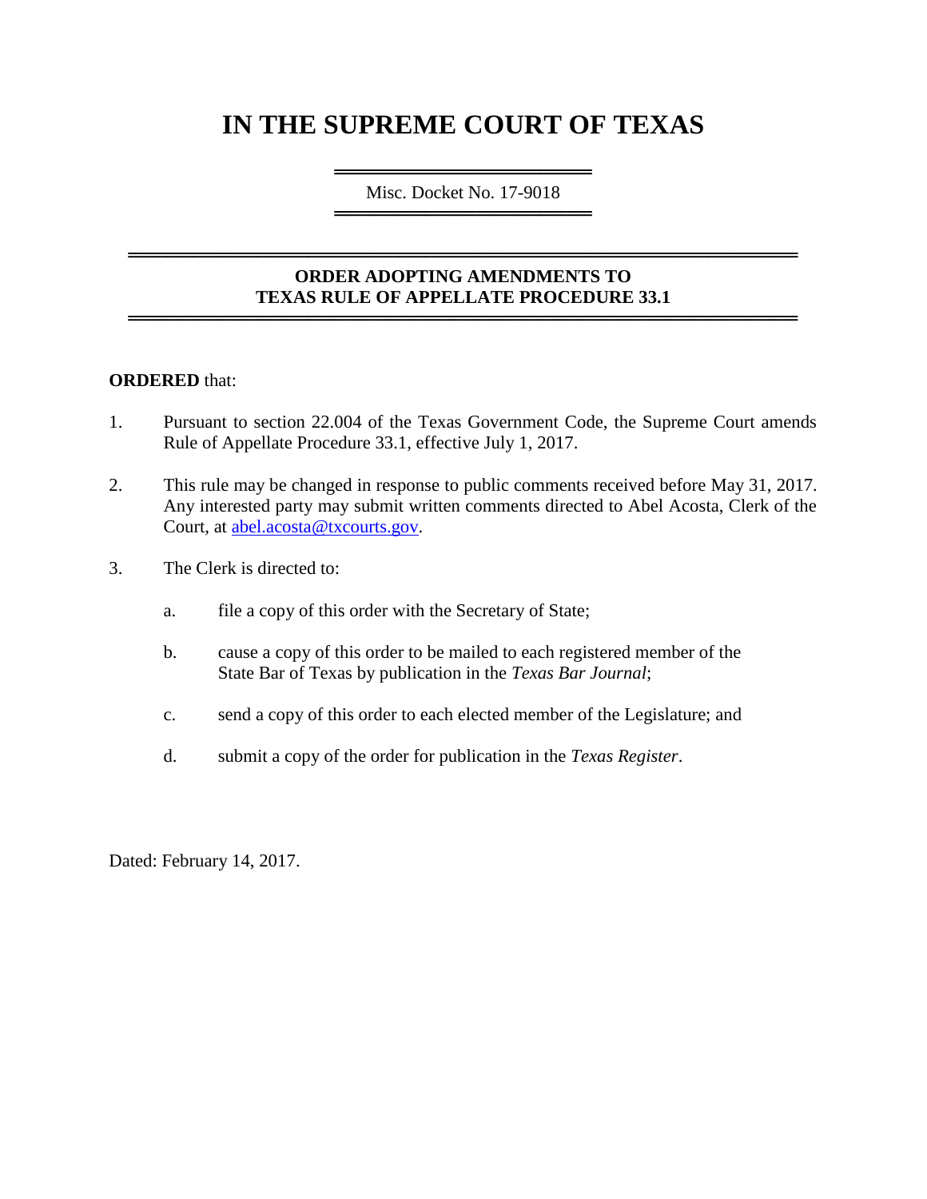# IN THE SUPREME COURT OF TEXAS

Misc. Docket No. 17-9018

**ORDER ADOPTING AMENDMENTS TO TEXAS RULE OF APPELLATE PROCEDURE 33.1**

**ORDERED** that:

1. Pursuant to section 22.004 of the Texas Government Code, the Supreme Court amends Rule of Appellate Procedure 33.1, effective July 1, 2017.

2. This rule may be changed in response to public comments received before May 31, 2017. Any interested party may submit written comments directed to Abel Acosta, Clerk of the Court, at abel.acosta@txcourts.gov.

3. The Clerk is directed to:

   a. file a copy of this order with the Secretary of State;

   b. cause a copy of this order to be mailed to each registered member of the State Bar of Texas by publication in the *Texas Bar Journal*;

   c. send a copy of this order to each elected member of the Legislature; and

   d. submit a copy of the order for publication in the *Texas Register*.

Dated: February 14, 2017.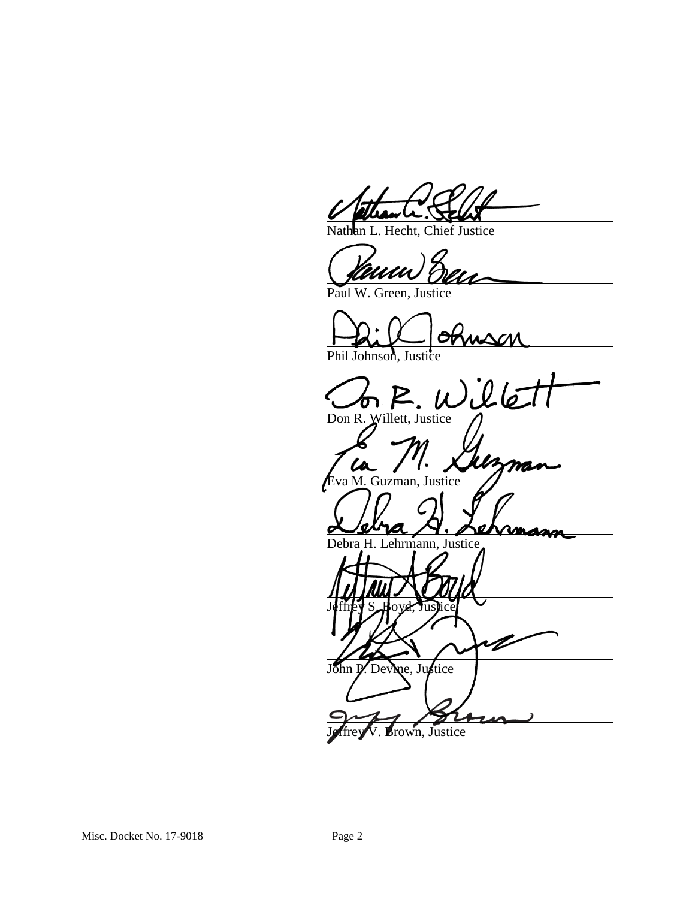\_\_\_\_\_\_\_\_\_\_\_\_\_\_\_\_\_\_\_\_\_\_\_\_\_\_\_\_\_\_\_\_\_\_\_\_\_\_\_\_\_\_\_\_\_\_\_\_\_\_

Nathan L. Hecht, Chief Justice

\_\_\_\_\_\_\_\_\_\_\_\_\_\_\_\_\_\_\_\_\_\_\_\_\_\_\_\_\_\_\_\_\_\_\_\_\_\_\_\_\_\_\_\_\_\_\_\_\_\_

Paul W. Green, Justice

\_\_\_\_\_\_\_\_\_\_\_\_\_\_\_\_\_\_\_\_\_\_\_\_\_\_\_\_\_\_\_\_\_\_\_\_\_\_\_\_\_\_\_\_\_\_\_\_\_\_

Phil Johnson, Justice

\_\_\_\_\_\_\_\_\_\_\_\_\_\_\_\_\_\_\_\_\_\_\_\_\_\_\_\_\_\_\_\_\_\_\_\_\_\_\_\_\_\_\_\_\_\_\_\_\_\_

Don R. Willett, Justice

\_\_\_\_\_\_\_\_\_\_\_\_\_\_\_\_\_\_\_\_\_\_\_\_\_\_\_\_\_\_\_\_\_\_\_\_\_\_\_\_\_\_\_\_\_\_\_\_\_\_

Eva M. Guzman, Justice

\_\_\_\_\_\_\_\_\_\_\_\_\_\_\_\_\_\_\_\_\_\_\_\_\_\_\_\_\_\_\_\_\_\_\_\_\_\_\_\_\_\_\_\_\_\_\_\_\_\_

Debra H. Lehrmann, Justice

\_\_\_\_\_\_\_\_\_\_\_\_\_\_\_\_\_\_\_\_\_\_\_\_\_\_\_\_\_\_\_\_\_\_\_\_\_\_\_\_\_\_\_\_\_\_\_\_\_\_

Jeffrey S. Boyd, Justice

\_\_\_\_\_\_\_\_\_\_\_\_\_\_\_\_\_\_\_\_\_\_\_\_\_\_\_\_\_\_\_\_\_\_\_\_\_\_\_\_\_\_\_\_\_\_\_\_\_\_

John P. Devine, Justice

\_\_\_\_\_\_\_\_\_\_\_\_\_\_\_\_\_\_\_\_\_\_\_\_\_\_\_\_\_\_\_\_\_\_\_\_\_\_\_\_\_\_\_\_\_\_\_\_\_\_

Jeffrey V. Brown, Justice

Misc. Docket No. 17-9018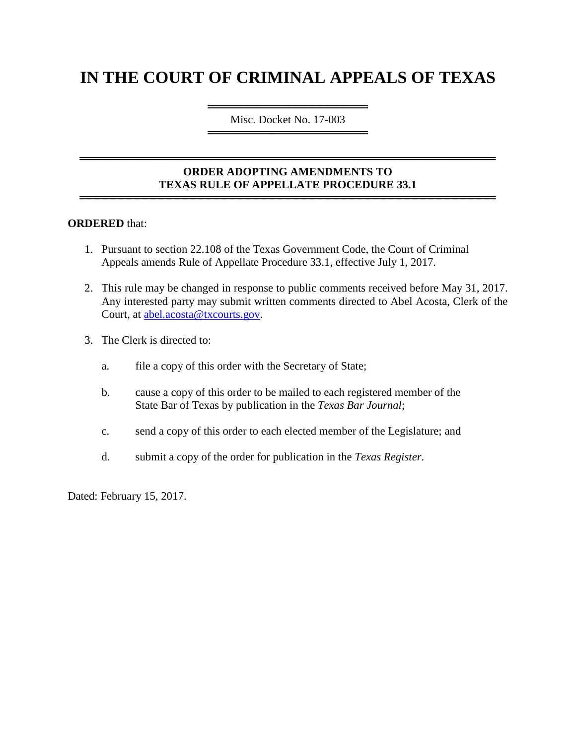# IN THE COURT OF CRIMINAL APPEALS OF TEXAS

Misc. Docket No. 17-003

**ORDER ADOPTING AMENDMENTS TO TEXAS RULE OF APPELLATE PROCEDURE 33.1**

**ORDERED** that:

1. Pursuant to section 22.108 of the Texas Government Code, the Court of Criminal Appeals amends Rule of Appellate Procedure 33.1, effective July 1, 2017.

2. This rule may be changed in response to public comments received before May 31, 2017. Any interested party may submit written comments directed to Abel Acosta, Clerk of the Court, at abel.acosta@txcourts.gov.

3. The Clerk is directed to:

   a. file a copy of this order with the Secretary of State;

   b. cause a copy of this order to be mailed to each registered member of the State Bar of Texas by publication in the *Texas Bar Journal*;

   c. send a copy of this order to each elected member of the Legislature; and

   d. submit a copy of the order for publication in the *Texas Register*.

Dated: February 15, 2017.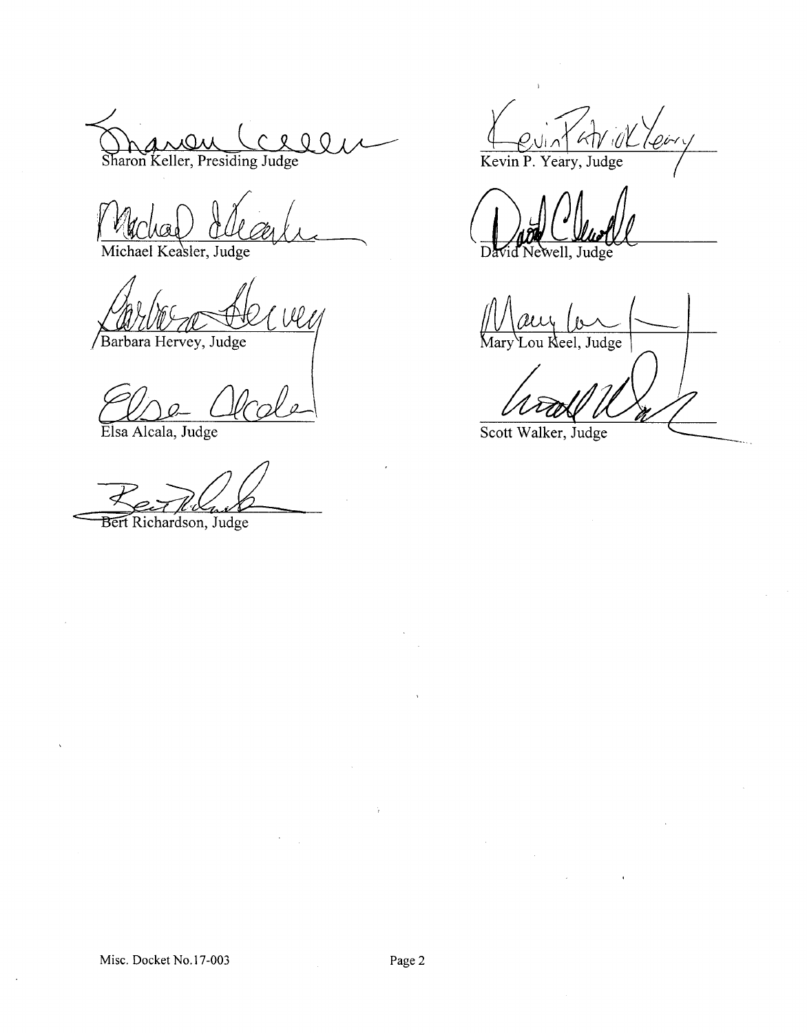Sharon Keller, Presiding Judge

Michael Keasler, Judge

Barbara Hervey, Judge

Elsa Alcala, Judge

Bert Richardson, Judge

Kevin P. Yeary, Judge

David Newell, Judge

Mary Lou Keel, Judge

Scott Walker, Judge

Misc. Docket No.17-003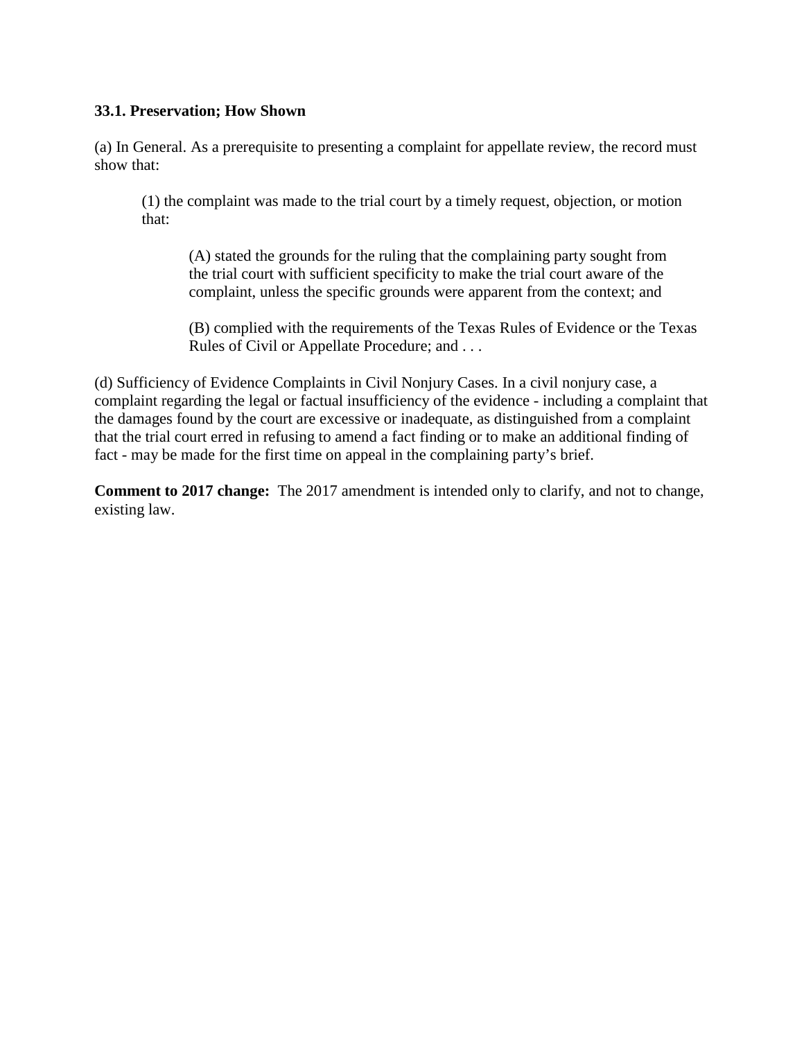**33.1. Preservation; How Shown**

(a) In General. As a prerequisite to presenting a complaint for appellate review, the record must show that:

> (1) the complaint was made to the trial court by a timely request, objection, or motion that:
>
> > (A) stated the grounds for the ruling that the complaining party sought from the trial court with sufficient specificity to make the trial court aware of the complaint, unless the specific grounds were apparent from the context; and
> >
> > (B) complied with the requirements of the Texas Rules of Evidence or the Texas Rules of Civil or Appellate Procedure; and . . .

(d) Sufficiency of Evidence Complaints in Civil Nonjury Cases. In a civil nonjury case, a complaint regarding the legal or factual insufficiency of the evidence - including a complaint that the damages found by the court are excessive or inadequate, as distinguished from a complaint that the trial court erred in refusing to amend a fact finding or to make an additional finding of fact - may be made for the first time on appeal in the complaining party's brief.

**Comment to 2017 change:** The 2017 amendment is intended only to clarify, and not to change, existing law.